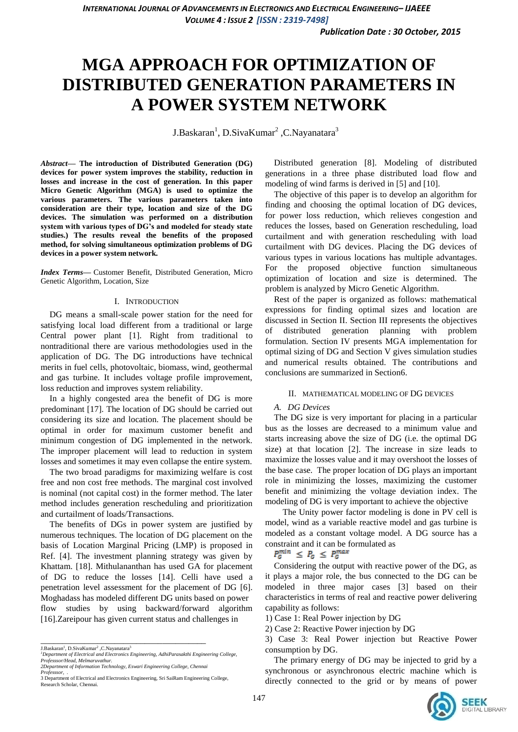# MGA APPROACH FOR OPTIMIZATION OF DISTRIBUTED GENERATION PARAMETERS IN A POWER SYSTEM NETWORK

J.Baskaran[1], D.SivaKumar[2] ,C.Nayanatara[3]

***Abstract*— The introduction of Distributed Generation (DG) devices for power system improves the stability, reduction in losses and increase in the cost of generation. In this paper Micro Genetic Algorithm (MGA) is used to optimize the various parameters. The various parameters taken into consideration are their type, location and size of the DG devices. The simulation was performed on a distribution system with various types of DG's and modeled for steady state studies.) The results reveal the benefits of the proposed method, for solving simultaneous optimization problems of DG devices in a power system network.**

***Index Terms*—** Customer Benefit, Distributed Generation, Micro Genetic Algorithm, Location, Size

## I. Introduction

DG means a small-scale power station for the need for satisfying local load different from a traditional or large Central power plant [1]. Right from traditional to nontraditional there are various methodologies used in the application of DG. The DG introductions have technical merits in fuel cells, photovoltaic, biomass, wind, geothermal and gas turbine. It includes voltage profile improvement, loss reduction and improves system reliability.

In a highly congested area the benefit of DG is more predominant [17]. The location of DG should be carried out considering its size and location. The placement should be optimal in order for maximum customer benefit and minimum congestion of DG implemented in the network. The improper placement will lead to reduction in system losses and sometimes it may even collapse the entire system.

The two broad paradigms for maximizing welfare is cost free and non cost free methods. The marginal cost involved is nominal (not capital cost) in the former method. The later method includes generation rescheduling and prioritization and curtailment of loads/Transactions.

The benefits of DGs in power system are justified by numerous techniques. The location of DG placement on the basis of Location Marginal Pricing (LMP) is proposed in Ref. [4]. The investment planning strategy was given by Khattam. [18]. Mithulananthan has used GA for placement of DG to reduce the losses [14]. Celli have used a penetration level assessment for the placement of DG [6]. Moghadass has modeled different DG units based on power flow studies by using backward/forward algorithm [16].Zareipour has given current status and challenges in Distributed generation [8]. Modeling of distributed generations in a three phase distributed load flow and modeling of wind farms is derived in [5] and [10].

The objective of this paper is to develop an algorithm for finding and choosing the optimal location of DG devices, for power loss reduction, which relieves congestion and reduces the losses, based on Generation rescheduling, load curtailment and with generation rescheduling with load curtailment with DG devices. Placing the DG devices of various types in various locations has multiple advantages. For the proposed objective function simultaneous optimization of location and size is determined. The problem is analyzed by Micro Genetic Algorithm.

Rest of the paper is organized as follows: mathematical expressions for finding optimal sizes and location are discussed in Section II. Section III represents the objectives of distributed generation planning with problem formulation. Section IV presents MGA implementation for optimal sizing of DG and Section V gives simulation studies and numerical results obtained. The contributions and conclusions are summarized in Section6.

## II. Mathematical Modeling of DG Devices

### *A. DG Devices*

The DG size is very important for placing in a particular bus as the losses are decreased to a minimum value and starts increasing above the size of DG (i.e. the optimal DG size) at that location [2]. The increase in size leads to maximize the losses value and it may overshoot the losses of the base case. The proper location of DG plays an important role in minimizing the losses, maximizing the customer benefit and minimizing the voltage deviation index. The modeling of DG is very important to achieve the objective

The Unity power factor modeling is done in PV cell is model, wind as a variable reactive model and gas turbine is modeled as a constant voltage model. A DG source has a constraint and it can be formulated as

$$P_G^{min} \leq P_G \leq P_G^{max}$$

Considering the output with reactive power of the DG, as it plays a major role, the bus connected to the DG can be modeled in three major cases [3] based on their characteristics in terms of real and reactive power delivering capability as follows:

1) Case 1: Real Power injection by DG
2) Case 2: Reactive Power injection by DG
3) Case 3: Real Power injection but Reactive Power consumption by DG.

The primary energy of DG may be injected to grid by a synchronous or asynchronous electric machine which is directly connected to the grid or by means of power

---

J.Baskaran[1], D.SivaKumar[2] ,C.Nayanatara[3]
[1]*Department of Electrical and Electronics Engineering, AdhiParasakthi Engineering College, Professsor/Head, Melmaruvathur.*
*2Department of Information Technology, Eswari Engineering College, Chennai Professsor, .*
3 Department of Electrical and Electronics Engineering, Sri SaiRam Engineering College, Research Scholar, Chennai.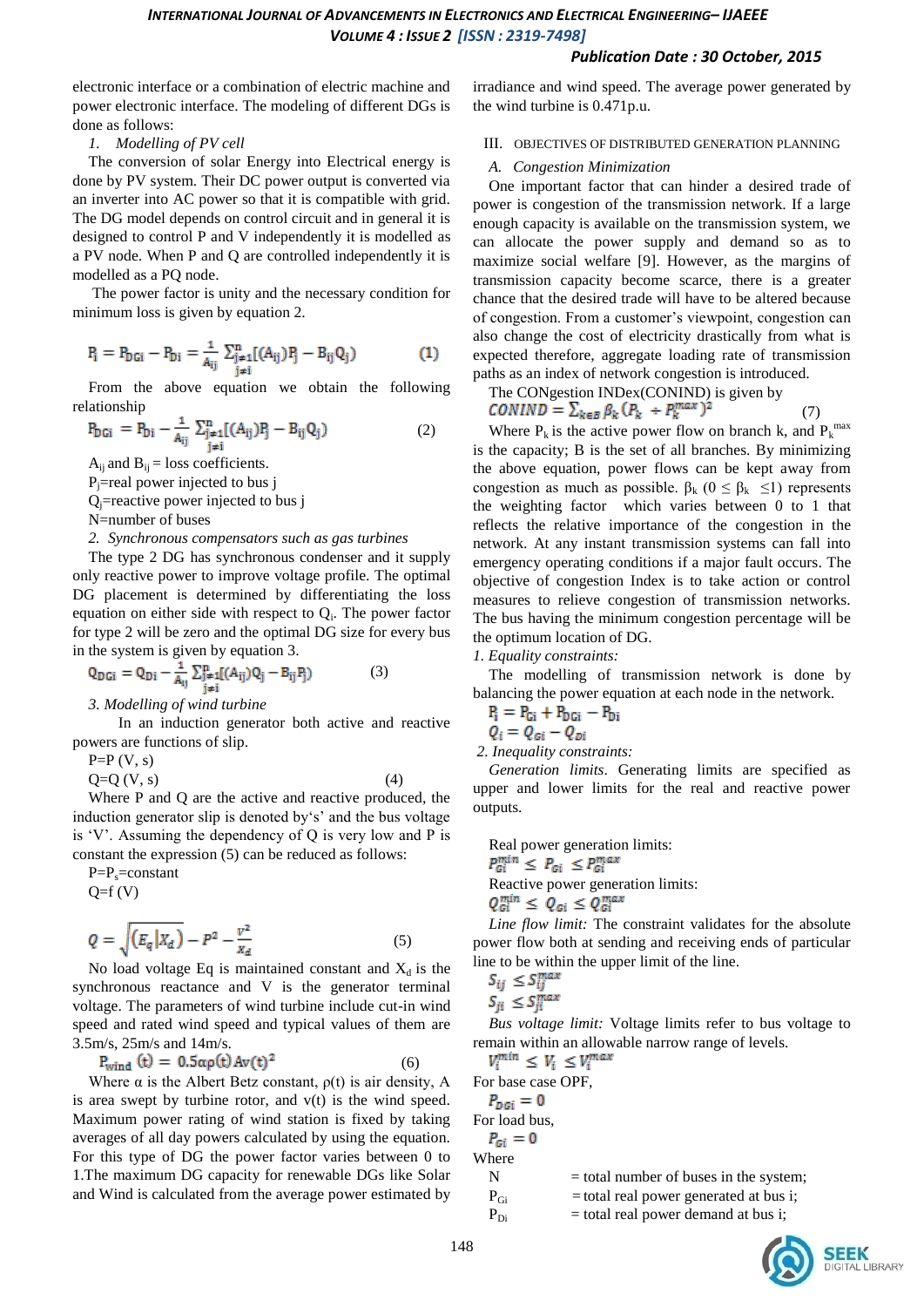electronic interface or a combination of electric machine and power electronic interface. The modeling of different DGs is done as follows:

*1. Modelling of PV cell*

The conversion of solar Energy into Electrical energy is done by PV system. Their DC power output is converted via an inverter into AC power so that it is compatible with grid. The DG model depends on control circuit and in general it is designed to control P and V independently it is modelled as a PV node. When P and Q are controlled independently it is modelled as a PQ node.

The power factor is unity and the necessary condition for minimum loss is given by equation 2.

$$P_i = P_{DGi} - P_{Di} = \frac{1}{A_{ij}} \sum_{\substack{j=1 \\ j \neq i}}^{n} [(A_{ij})P_j - B_{ij}Q_j) \qquad (1)$$

From the above equation we obtain the following relationship

$$P_{DGi} = P_{Di} - \frac{1}{A_{ij}} \sum_{\substack{j=1 \\ j \neq i}}^{n} [(A_{ij})P_j - B_{ij}Q_j) \qquad (2)$$

$A_{ij}$ and $B_{ij}$ = loss coefficients.
$P_j$=real power injected to bus j
$Q_j$=reactive power injected to bus j
N=number of buses

*2. Synchronous compensators such as gas turbines*

The type 2 DG has synchronous condenser and it supply only reactive power to improve voltage profile. The optimal DG placement is determined by differentiating the loss equation on either side with respect to $Q_i$. The power factor for type 2 will be zero and the optimal DG size for every bus in the system is given by equation 3.

$$Q_{DGi} = Q_{Di} - \frac{1}{A_{ij}} \sum_{\substack{j=1 \\ j \neq i}}^{n} [(A_{ij})Q_j - B_{ij}P_j) \qquad (3)$$

*3. Modelling of wind turbine*

In an induction generator both active and reactive powers are functions of slip.

P=P (V, s)
Q=Q (V, s) (4)

Where P and Q are the active and reactive produced, the induction generator slip is denoted by's' and the bus voltage is 'V'. Assuming the dependency of Q is very low and P is constant the expression (5) can be reduced as follows:

$P=P_s$=constant
Q=f (V)

$$Q = \sqrt{\left(E_q |X_d\right)} - P^2 - \frac{V^2}{X_d} \qquad (5)$$

No load voltage Eq is maintained constant and $X_d$ is the synchronous reactance and V is the generator terminal voltage. The parameters of wind turbine include cut-in wind speed and rated wind speed and typical values of them are 3.5m/s, 25m/s and 14m/s.

$$P_{wind}(t) = 0.5\alpha\rho(t)Av(t)^2 \qquad (6)$$

Where α is the Albert Betz constant, ρ(t) is air density, A is area swept by turbine rotor, and v(t) is the wind speed. Maximum power rating of wind station is fixed by taking averages of all day powers calculated by using the equation. For this type of DG the power factor varies between 0 to 1.The maximum DG capacity for renewable DGs like Solar and Wind is calculated from the average power estimated by irradiance and wind speed. The average power generated by the wind turbine is 0.471p.u.

## III. OBJECTIVES OF DISTRIBUTED GENERATION PLANNING

### *A. Congestion Minimization*

One important factor that can hinder a desired trade of power is congestion of the transmission network. If a large enough capacity is available on the transmission system, we can allocate the power supply and demand so as to maximize social welfare [9]. However, as the margins of transmission capacity become scarce, there is a greater chance that the desired trade will have to be altered because of congestion. From a customer's viewpoint, congestion can also change the cost of electricity drastically from what is expected therefore, aggregate loading rate of transmission paths as an index of network congestion is introduced.

The CONgestion INDex(CONIND) is given by

$$CONIND = \sum_{k\epsilon B} \beta_k (P_k \div P_k^{max})^2 \qquad (7)$$

Where $P_k$ is the active power flow on branch k, and $P_k^{max}$ is the capacity; B is the set of all branches. By minimizing the above equation, power flows can be kept away from congestion as much as possible. $\beta_k$ ($0 \leq \beta_k \leq 1$) represents the weighting factor which varies between 0 to 1 that reflects the relative importance of the congestion in the network. At any instant transmission systems can fall into emergency operating conditions if a major fault occurs. The objective of congestion Index is to take action or control measures to relieve congestion of transmission networks. The bus having the minimum congestion percentage will be the optimum location of DG.

*1. Equality constraints:*

The modelling of transmission network is done by balancing the power equation at each node in the network.

$$P_i = P_{Gi} + P_{DGi} - P_{Di}$$
$$Q_i = Q_{Gi} - Q_{Di}$$

*2. Inequality constraints:*

*Generation limits*. Generating limits are specified as upper and lower limits for the real and reactive power outputs.

Real power generation limits:

$$P_{Gi}^{min} \leq P_{Gi} \leq P_{Gi}^{max}$$

Reactive power generation limits:

$$Q_{Gi}^{min} \leq Q_{Gi} \leq Q_{Gi}^{max}$$

*Line flow limit:* The constraint validates for the absolute power flow both at sending and receiving ends of particular line to be within the upper limit of the line.

$$S_{ij} \leq S_{ij}^{max}$$
$$S_{ji} \leq S_{ji}^{max}$$

*Bus voltage limit:* Voltage limits refer to bus voltage to remain within an allowable narrow range of levels.

$$V_i^{min} \leq V_i \leq V_i^{max}$$

For base case OPF,

$$P_{DGi} = 0$$

For load bus,

$$P_{Gi} = 0$$

Where

N = total number of buses in the system;
$P_{Gi}$ = total real power generated at bus i;
$P_{Di}$ = total real power demand at bus i;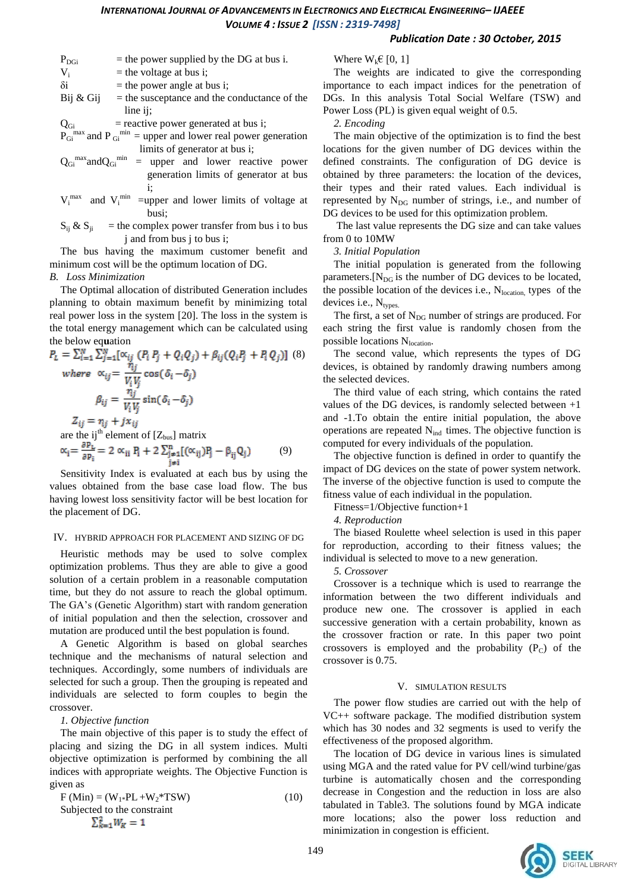$P_{DGi}$ = the power supplied by the DG at bus i.

$V_i$ = the voltage at bus i;

$\delta i$ = the power angle at bus i;

Bij & Gij = the susceptance and the conductance of the line ij;

$Q_{Gi}$ = reactive power generated at bus i;

$P_{Gi}^{max}$ and $P_{Gi}^{min}$ = upper and lower real power generation limits of generator at bus i;

$Q_{Gi}^{max}$ and $Q_{Gi}^{min}$ = upper and lower reactive power generation limits of generator at bus i;

$V_i^{max}$ and $V_i^{min}$ =upper and lower limits of voltage at busi;

$S_{ij}$ & $S_{ji}$ = the complex power transfer from bus i to bus j and from bus j to bus i;

The bus having the maximum customer benefit and minimum cost will be the optimum location of DG.

*B. Loss Minimization*

The Optimal allocation of distributed Generation includes planning to obtain maximum benefit by minimizing total real power loss in the system [20]. The loss in the system is the total energy management which can be calculated using the below equation

$$P_L = \sum_{i=1}^{N}\sum_{j=1}^{N}[\alpha_{ij}(P_i P_j + Q_i Q_j) + \beta_{ij}(Q_i P_j + P_i Q_j)] \quad (8)$$

$$\text{where} \quad \alpha_{ij} = \frac{r_{ij}}{V_i V_j}\cos(\delta_i - \delta_j)$$

$$\beta_{ij} = \frac{r_{ij}}{V_i V_j}\sin(\delta_i - \delta_j)$$

$$Z_{ij} = r_{ij} + jx_{ij}$$

are the ij[th] element of [$Z_{bus}$] matrix

$$\alpha_i = \frac{\partial P_L}{\partial P_i} = 2\,\alpha_{ii} P_i + 2\sum_{\substack{j=1 \\ j\neq i}}^{n}[(\alpha_{ij})P_j - \beta_{ij} Q_j] \quad (9)$$

Sensitivity Index is evaluated at each bus by using the values obtained from the base case load flow. The bus having lowest loss sensitivity factor will be best location for the placement of DG.

## IV. HYBRID APPROACH FOR PLACEMENT AND SIZING OF DG

Heuristic methods may be used to solve complex optimization problems. Thus they are able to give a good solution of a certain problem in a reasonable computation time, but they do not assure to reach the global optimum. The GA's (Genetic Algorithm) start with random generation of initial population and then the selection, crossover and mutation are produced until the best population is found.

A Genetic Algorithm is based on global searches technique and the mechanisms of natural selection and techniques. Accordingly, some numbers of individuals are selected for such a group. Then the grouping is repeated and individuals are selected to form couples to begin the crossover.

*1. Objective function*

The main objective of this paper is to study the effect of placing and sizing the DG in all system indices. Multi objective optimization is performed by combining the all indices with appropriate weights. The Objective Function is given as

$$F\,(Min) = (W_1 * PL + W_2 * TSW) \quad (10)$$

Subjected to the constraint

$$\sum_{k=1}^{2} W_K = 1$$

Where $W_k \in [0, 1]$

The weights are indicated to give the corresponding importance to each impact indices for the penetration of DGs. In this analysis Total Social Welfare (TSW) and Power Loss (PL) is given equal weight of 0.5.

*2. Encoding*

The main objective of the optimization is to find the best locations for the given number of DG devices within the defined constraints. The configuration of DG device is obtained by three parameters: the location of the devices, their types and their rated values. Each individual is represented by $N_{DG}$ number of strings, i.e., and number of DG devices to be used for this optimization problem.

The last value represents the DG size and can take values from 0 to 10MW

*3. Initial Population*

The initial population is generated from the following parameters.[$N_{DG}$ is the number of DG devices to be located, the possible location of the devices i.e., $N_{location,}$ types of the devices i.e., $N_{types.}$

The first, a set of $N_{DG}$ number of strings are produced. For each string the first value is randomly chosen from the possible locations $N_{location}$.

The second value, which represents the types of DG devices, is obtained by randomly drawing numbers among the selected devices.

The third value of each string, which contains the rated values of the DG devices, is randomly selected between +1 and -1.To obtain the entire initial population, the above operations are repeated $N_{ind}$ times. The objective function is computed for every individuals of the population.

The objective function is defined in order to quantify the impact of DG devices on the state of power system network. The inverse of the objective function is used to compute the fitness value of each individual in the population.

Fitness=1/Objective function+1

*4. Reproduction*

The biased Roulette wheel selection is used in this paper for reproduction, according to their fitness values; the individual is selected to move to a new generation.

*5. Crossover*

Crossover is a technique which is used to rearrange the information between the two different individuals and produce new one. The crossover is applied in each successive generation with a certain probability, known as the crossover fraction or rate. In this paper two point crossovers is employed and the probability ($P_C$) of the crossover is 0.75.

## V. SIMULATION RESULTS

The power flow studies are carried out with the help of VC++ software package. The modified distribution system which has 30 nodes and 32 segments is used to verify the effectiveness of the proposed algorithm.

The location of DG device in various lines is simulated using MGA and the rated value for PV cell/wind turbine/gas turbine is automatically chosen and the corresponding decrease in Congestion and the reduction in loss are also tabulated in Table3. The solutions found by MGA indicate more locations; also the power loss reduction and minimization in congestion is efficient.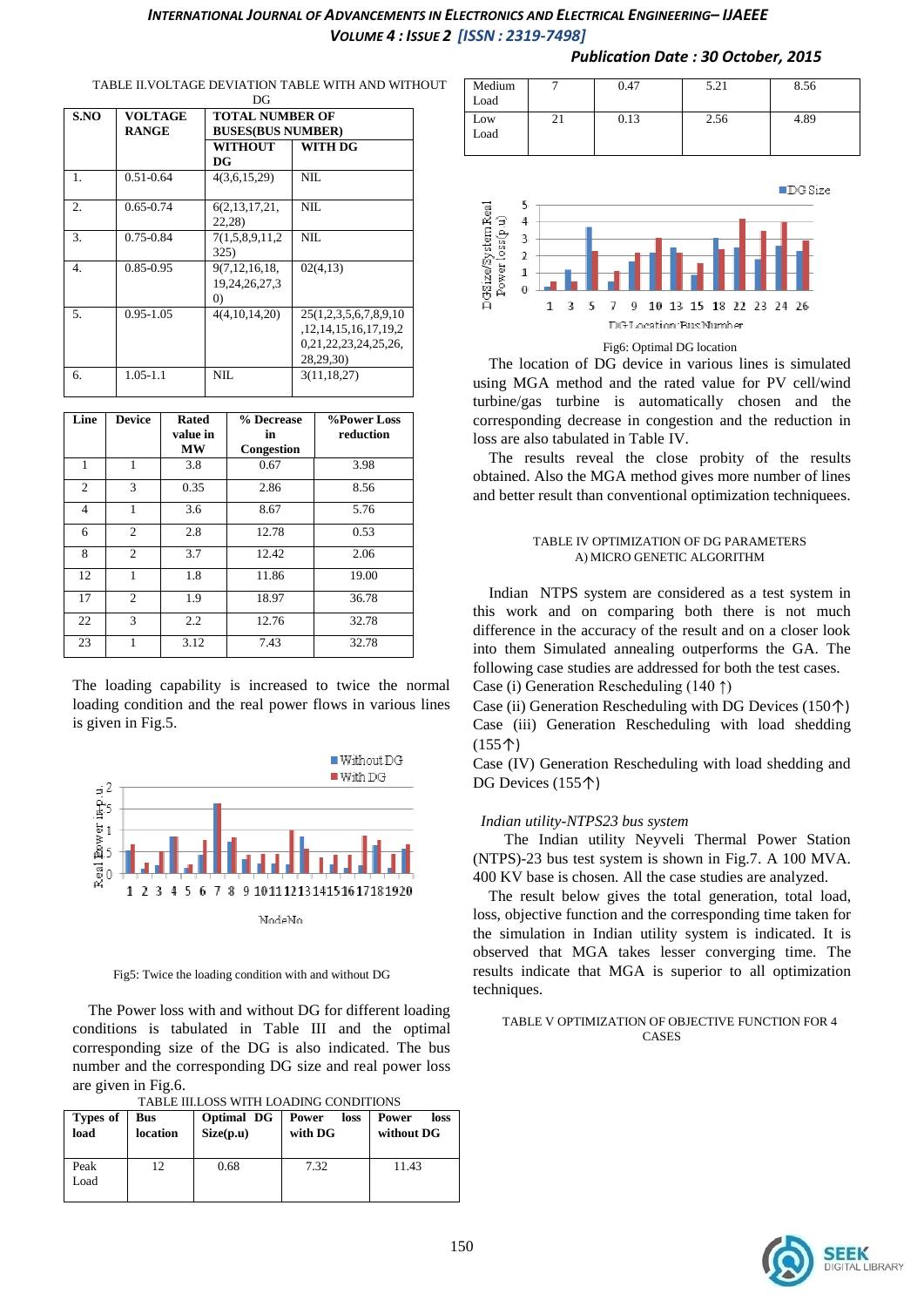TABLE II.VOLTAGE DEVIATION TABLE WITH AND WITHOUT DG

| S.NO | VOLTAGE RANGE | TOTAL NUMBER OF BUSES(BUS NUMBER) | |
|---|---|---|---|
| | | WITHOUT DG | WITH DG |
| 1. | 0.51-0.64 | 4(3,6,15,29) | NIL |
| 2. | 0.65-0.74 | 6(2,13,17,21, 22,28) | NIL |
| 3. | 0.75-0.84 | 7(1,5,8,9,11,2 325) | NIL |
| 4. | 0.85-0.95 | 9(7,12,16,18, 19,24,26,27,3 0) | 02(4,13) |
| 5. | 0.95-1.05 | 4(4,10,14,20) | 25(1,2,3,5,6,7,8,9,10 ,12,14,15,16,17,19,2 0,21,22,23,24,25,26, 28,29,30) |
| 6. | 1.05-1.1 | NIL | 3(11,18,27) |

| Line | Device | Rated value in MW | % Decrease in Congestion | %Power Loss reduction |
|---|---|---|---|---|
| 1 | 1 | 3.8 | 0.67 | 3.98 |
| 2 | 3 | 0.35 | 2.86 | 8.56 |
| 4 | 1 | 3.6 | 8.67 | 5.76 |
| 6 | 2 | 2.8 | 12.78 | 0.53 |
| 8 | 2 | 3.7 | 12.42 | 2.06 |
| 12 | 1 | 1.8 | 11.86 | 19.00 |
| 17 | 2 | 1.9 | 18.97 | 36.78 |
| 22 | 3 | 2.2 | 12.76 | 32.78 |
| 23 | 1 | 3.12 | 7.43 | 32.78 |

The loading capability is increased to twice the normal loading condition and the real power flows in various lines is given in Fig.5.

Fig5: Twice the loading condition with and without DG

The Power loss with and without DG for different loading conditions is tabulated in Table III and the optimal corresponding size of the DG is also indicated. The bus number and the corresponding DG size and real power loss are given in Fig.6.

TABLE III.LOSS WITH LOADING CONDITIONS

| Types of load | Bus location | Optimal DG Size(p.u) | Power loss with DG | Power loss without DG |
|---|---|---|---|---|
| Peak Load | 12 | 0.68 | 7.32 | 11.43 |
| Medium Load | 7 | 0.47 | 5.21 | 8.56 |
| Low Load | 21 | 0.13 | 2.56 | 4.89 |

Fig6: Optimal DG location

The location of DG device in various lines is simulated using MGA method and the rated value for PV cell/wind turbine/gas turbine is automatically chosen and the corresponding decrease in congestion and the reduction in loss are also tabulated in Table IV.

The results reveal the close probity of the results obtained. Also the MGA method gives more number of lines and better result than conventional optimization techniquees.

TABLE IV OPTIMIZATION OF DG PARAMETERS
A) MICRO GENETIC ALGORITHM

Indian NTPS system are considered as a test system in this work and on comparing both there is not much difference in the accuracy of the result and on a closer look into them Simulated annealing outperforms the GA. The following case studies are addressed for both the test cases.

Case (i) Generation Rescheduling (140 ↑)

Case (ii) Generation Rescheduling with DG Devices (150↑)

Case (iii) Generation Rescheduling with load shedding (155↑)

Case (IV) Generation Rescheduling with load shedding and DG Devices (155↑)

*Indian utility-NTPS23 bus system*

The Indian utility Neyveli Thermal Power Station (NTPS)-23 bus test system is shown in Fig.7. A 100 MVA. 400 KV base is chosen. All the case studies are analyzed.

The result below gives the total generation, total load, loss, objective function and the corresponding time taken for the simulation in Indian utility system is indicated. It is observed that MGA takes lesser converging time. The results indicate that MGA is superior to all optimization techniques.

TABLE V OPTIMIZATION OF OBJECTIVE FUNCTION FOR 4 CASES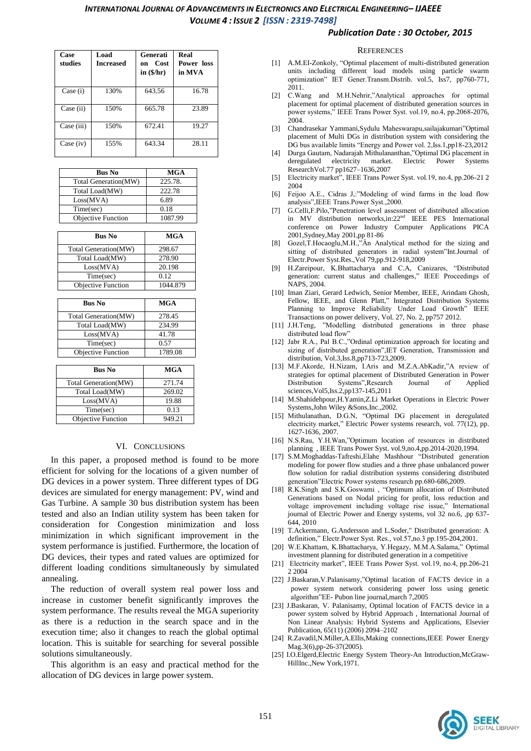| Case studies | Load Increased | Generation Cost in ($/hr) | Real Power loss in MVA |
|---|---|---|---|
| Case (i) | 130% | 643.56 | 16.78 |
| Case (ii) | 150% | 665.78 | 23.89 |
| Case (iii) | 150% | 672.41 | 19.27 |
| Case (iv) | 155% | 643.34 | 28.11 |

| Bus No | MGA |
|---|---|
| Total Generation(MW) | 225.78. |
| Total Load(MW) | 222.78 |
| Loss(MVA) | 6.89 |
| Time(sec) | 0.18 |
| Objective Function | 1087.99 |

| Bus No | MGA |
|---|---|
| Total Generation(MW) | 298.67 |
| Total Load(MW) | 278.90 |
| Loss(MVA) | 20.198 |
| Time(sec) | 0.12 |
| Objective Function | 1044.879 |

| Bus No | MGA |
|---|---|
| Total Generation(MW) | 278.45 |
| Total Load(MW) | 234.99 |
| Loss(MVA) | 41.78 |
| Time(sec) | 0.57 |
| Objective Function | 1789.08 |

| Bus No | MGA |
|---|---|
| Total Generation(MW) | 271.74 |
| Total Load(MW) | 269.02 |
| Loss(MVA) | 19.88 |
| Time(sec) | 0.13 |
| Objective Function | 949.21 |

## VI. CONCLUSIONS

In this paper, a proposed method is found to be more efficient for solving for the locations of a given number of DG devices in a power system. Three different types of DG devices are simulated for energy management: PV, wind and Gas Turbine. A sample 30 bus distribution system has been tested and also an Indian utility system has been taken for consideration for Congestion minimization and loss minimization in which significant improvement in the system performance is justified. Furthermore, the location of DG devices, their types and rated values are optimized for different loading conditions simultaneously by simulated annealing.

The reduction of overall system real power loss and increase in customer benefit significantly improves the system performance. The results reveal the MGA superiority as there is a reduction in the search space and in the execution time; also it changes to reach the global optimal location. This is suitable for searching for several possible solutions simultaneously.

This algorithm is an easy and practical method for the allocation of DG devices in large power system.

## REFERENCES

[1] A.M.EI-Zonkoly, "Optimal placement of multi-distributed generation units including different load models using particle swarm optimization" IET Gener.Transm.Distrib. vol.5, Iss7, pp760-771, 2011.

[2] C.Wang and M.H.Nehrir,"Analytical approaches for optimal placement for optimal placement of distributed generation sources in power systems," IEEE Trans Power Syst. vol.19, no.4, pp.2068-2076, 2004.

[3] Chandrasekar Yammani,Sydulu Maheswarapu,sailajakumari"Optimal placement of Multi DGs in distribution system with considering the DG bus available limits "Energy and Power vol. 2,Iss.1,pp18-23,2012

[4] Durga Gautam, Nadarajah Mithulananthan,"Optimal DG placement in deregulated electricity market. Electric Power Systems ResearchVol.77 pp1627–1636,2007

[5] Electricity market", IEEE Trans Power Syst. vol.19, no.4, pp.206-21 2 2004

[6] Feijoo A.E., Cidras J,:"Modeling of wind farms in the load flow analysis",IEEE Trans.Power Syst.,2000.

[7] G.Celli,F.Pilo,"Penetration level assessment of distributed allocation in MV distribution networks,in:22nd IEEE PES International conference on Power Industry Computer Applications PICA 2001,Sydney,May 2001,pp 81-86

[8] Gozel,T.Hocaoglu,M.H.,"Än Analytical method for the sizing and sitting of distributed generators in radial system"Int.Journal of Electr.Power Syst.Res.,Vol 79,pp.912-918,2009

[9] H.Zareipour, K.Bhattacharya and C.A, Canizares, "Distributed generation: current status and challenges," IEEE Proceedings of NAPS, 2004.

[10] Iman Ziari, Gerard Ledwich, Senior Member, IEEE, Arindam Ghosh, Fellow, IEEE, and Glenn Platt," Integrated Distribution Systems Planning to Improve Reliability Under Load Growth" IEEE Transactions on power delivery, Vol. 27, No. 2, pp757 2012.

[11] J.H.Teng, "Modelling distributed generations in three phase distributed load flow"

[12] Jabr R.A., Pal B.C.,"Ordinal optimization approach for locating and sizing of distributed generation",IET Generation, Transmission and distribution, Vol.3,Iss.8,pp713-723,2009.

[13] M.F.Akorde, H.Nizam, I.Aris and M.Z.A.AbKadir,"A review of strategies for optimal placement of Distributed Generation in Power Distribution Systems",Research Journal of Applied sciences,Vol5,Iss.2,pp137-145,2011

[14] M.Shahidehpour,H.Yamin,Z.Li Market Operations in Electric Power Systems,John Wiley &Sons,Inc.,2002.

[15] Mithulanathan, D.G.N, "Optimal DG placement in deregulated electricity market," Electric Power systems research, vol. 77(12), pp. 1627-1636, 2007.

[16] N.S.Rau, Y.H.Wan,"Optimum location of resources in distributed planning , IEEE Trans Power Syst. vol.9,no.4,pp.2014-2020,1994.

[17] S.M.Moghaddas-Tafreshi,Elahe Mashhour "Distributed generation modeling for power flow studies and a three phase unbalanced power flow solution for radial distribution systems considering distributed generation"Electric Power systems research pp.680-686,2009.

[18] R.K.Singh and S.K.Goswami , "Optimum allocation of Distributed Generations based on Nodal pricing for profit, loss reduction and voltage improvement including voltage rise issue," International journal of Electric Power and Energy systems, vol 32 no.6, ,pp 637-644, 2010

[19] T.Ackermann, G.Andersson and L.Soder," Distributed generation: A definition," Electr.Power Syst. Res., vol.57,no.3 pp.195-204,2001.

[20] W.E.Khattam, K.Bhattacharya, Y.Hegazy, M.M.A.Salama," Optimal investment planning for distributed generation in a competitive

[21] Electricity market", IEEE Trans Power Syst. vol.19, no.4, pp.206-21 2 2004

[22] J.Baskaran,V.Palanisamy,"Optimal lacation of FACTS device in a power system network considering power loss using genetic algorithm"EE- Pubon line journal,march 7,2005

[23] J.Baskaran, V. Palanisamy, Optimal location of FACTS device in a power system solved by Hybrid Approach , International Journal of Non Linear Analysis: Hybrid Systems and Applications, Elsevier Publication, 65(11) (2006) 2094–2102

[24] R.Zavadil,N.Miller,A.Ellis,Making connections,IEEE Power Energy Mag.3(6),pp-26-37(2005).

[25] I.O.Elgerd,Electric Energy System Theory-An Introduction,McGraw-HillInc.,New York,1971.